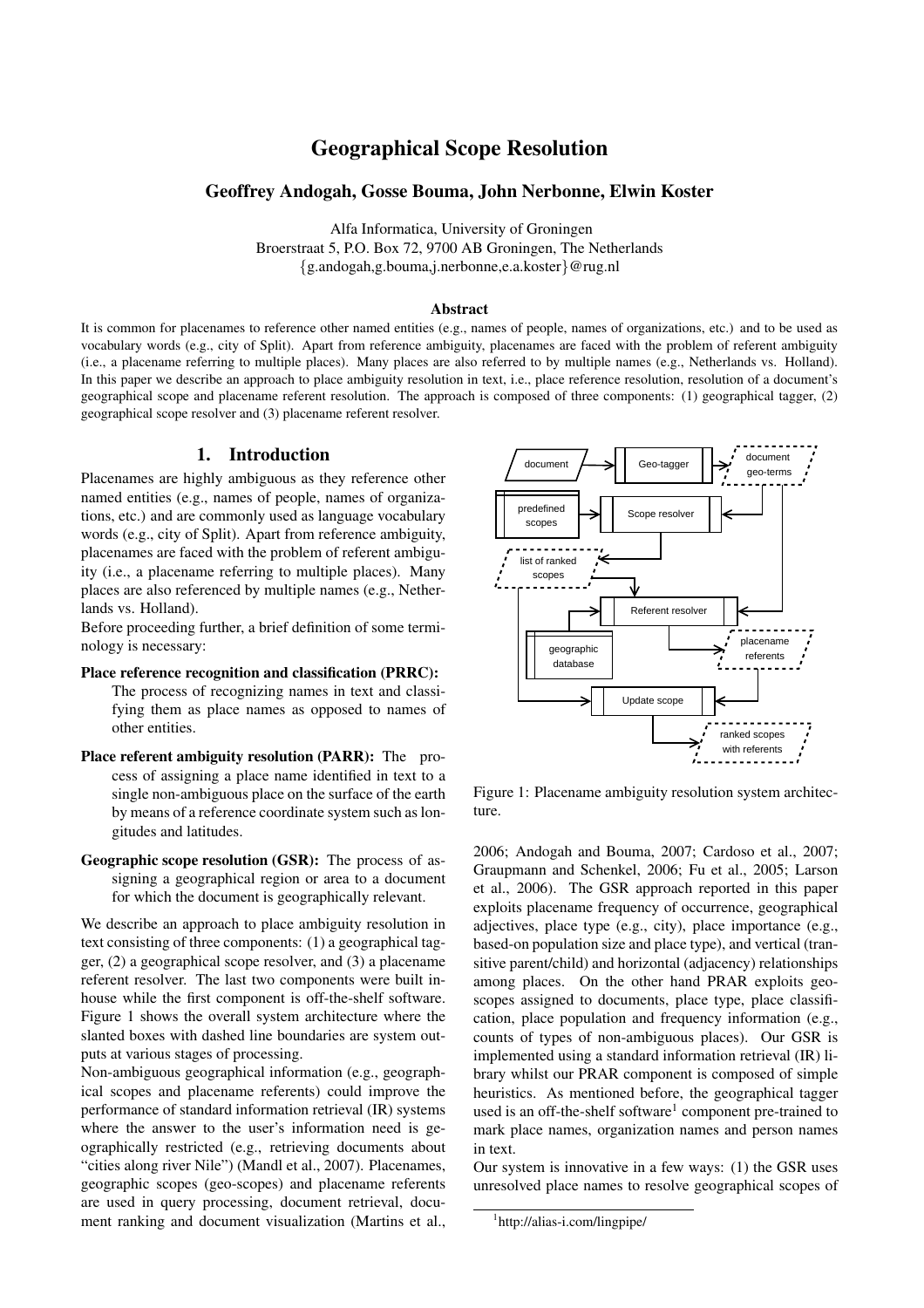# Geographical Scope Resolution

## Geoffrey Andogah, Gosse Bouma, John Nerbonne, Elwin Koster

Alfa Informatica, University of Groningen
Broerstraat 5, P.O. Box 72, 9700 AB Groningen, The Netherlands
{g.andogah,g.bouma,j.nerbonne,e.a.koster}@rug.nl

### Abstract

It is common for placenames to reference other named entities (e.g., names of people, names of organizations, etc.) and to be used as vocabulary words (e.g., city of Split). Apart from reference ambiguity, placenames are faced with the problem of referent ambiguity (i.e., a placename referring to multiple places). Many places are also referred to by multiple names (e.g., Netherlands vs. Holland). In this paper we describe an approach to place ambiguity resolution in text, i.e., place reference resolution, resolution of a document's geographical scope and placename referent resolution. The approach is composed of three components: (1) geographical tagger, (2) geographical scope resolver and (3) placename referent resolver.

## 1. Introduction

Placenames are highly ambiguous as they reference other named entities (e.g., names of people, names of organizations, etc.) and are commonly used as language vocabulary words (e.g., city of Split). Apart from reference ambiguity, placenames are faced with the problem of referent ambiguity (i.e., a placename referring to multiple places). Many places are also referenced by multiple names (e.g., Netherlands vs. Holland).

Before proceeding further, a brief definition of some terminology is necessary:

**Place reference recognition and classification (PRRC):** The process of recognizing names in text and classifying them as place names as opposed to names of other entities.

**Place referent ambiguity resolution (PARR):** The process of assigning a place name identified in text to a single non-ambiguous place on the surface of the earth by means of a reference coordinate system such as longitudes and latitudes.

**Geographic scope resolution (GSR):** The process of assigning a geographical region or area to a document for which the document is geographically relevant.

We describe an approach to place ambiguity resolution in text consisting of three components: (1) a geographical tagger, (2) a geographical scope resolver, and (3) a placename referent resolver. The last two components were built inhouse while the first component is off-the-shelf software. Figure 1 shows the overall system architecture where the slanted boxes with dashed line boundaries are system outputs at various stages of processing.

Non-ambiguous geographical information (e.g., geographical scopes and placename referents) could improve the performance of standard information retrieval (IR) systems where the answer to the user's information need is geographically restricted (e.g., retrieving documents about "cities along river Nile") (Mandl et al., 2007). Placenames, geographic scopes (geo-scopes) and placename referents are used in query processing, document retrieval, document ranking and document visualization (Martins et al., 2006; Andogah and Bouma, 2007; Cardoso et al., 2007; Graupmann and Schenkel, 2006; Fu et al., 2005; Larson et al., 2006). The GSR approach reported in this paper exploits placename frequency of occurrence, geographical adjectives, place type (e.g., city), place importance (e.g., based-on population size and place type), and vertical (transitive parent/child) and horizontal (adjacency) relationships among places. On the other hand PRAR exploits geo-scopes assigned to documents, place type, place classification, place population and frequency information (e.g., counts of types of non-ambiguous places). Our GSR is implemented using a standard information retrieval (IR) library whilst our PRAR component is composed of simple heuristics. As mentioned before, the geographical tagger used is an off-the-shelf software[1] component pre-trained to mark place names, organization names and person names in text.

Figure 1: Placename ambiguity resolution system architecture.

Our system is innovative in a few ways: (1) the GSR uses unresolved place names to resolve geographical scopes of

[1] http://alias-i.com/lingpipe/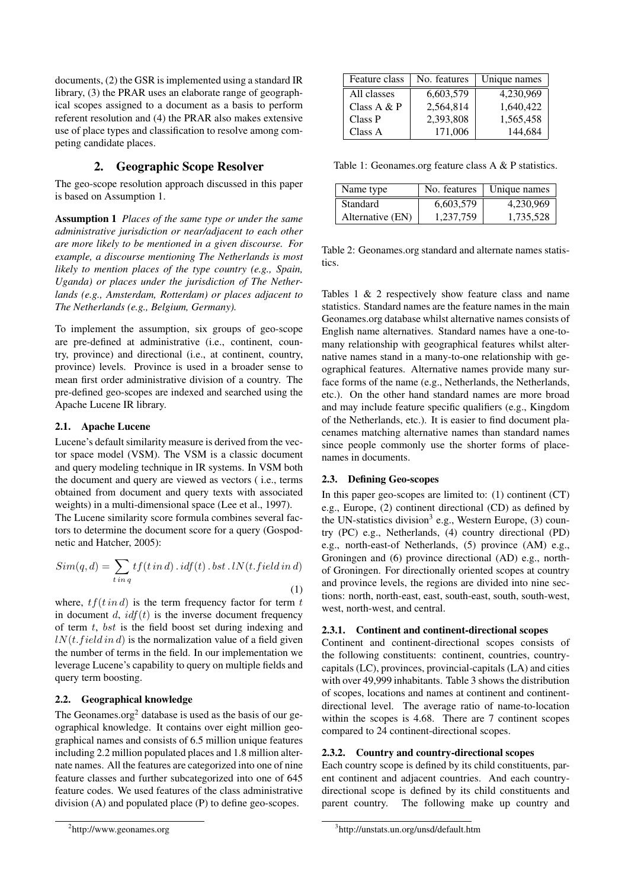documents, (2) the GSR is implemented using a standard IR library, (3) the PRAR uses an elaborate range of geographical scopes assigned to a document as a basis to perform referent resolution and (4) the PRAR also makes extensive use of place types and classification to resolve among competing candidate places.

## 2. Geographic Scope Resolver

The geo-scope resolution approach discussed in this paper is based on Assumption 1.

**Assumption 1** *Places of the same type or under the same administrative jurisdiction or near/adjacent to each other are more likely to be mentioned in a given discourse. For example, a discourse mentioning The Netherlands is most likely to mention places of the type country (e.g., Spain, Uganda) or places under the jurisdiction of The Netherlands (e.g., Amsterdam, Rotterdam) or places adjacent to The Netherlands (e.g., Belgium, Germany).*

To implement the assumption, six groups of geo-scope are pre-defined at administrative (i.e., continent, country, province) and directional (i.e., at continent, country, province) levels. Province is used in a broader sense to mean first order administrative division of a country. The pre-defined geo-scopes are indexed and searched using the Apache Lucene IR library.

### 2.1. Apache Lucene

Lucene's default similarity measure is derived from the vector space model (VSM). The VSM is a classic document and query modeling technique in IR systems. In VSM both the document and query are viewed as vectors ( i.e., terms obtained from document and query texts with associated weights) in a multi-dimensional space (Lee et al., 1997).

The Lucene similarity score formula combines several factors to determine the document score for a query (Gospodnetic and Hatcher, 2005):

$$Sim(q,d) = \sum_{t\,in\,q} tf(t\,in\,d)\,.\,idf(t)\,.\,bst\,.\,lN(t.field\,in\,d) \quad (1)$$

where, $tf(t\,in\,d)$ is the term frequency factor for term $t$ in document $d$, $idf(t)$ is the inverse document frequency of term $t$, $bst$ is the field boost set during indexing and $lN(t.field\,in\,d)$ is the normalization value of a field given the number of terms in the field. In our implementation we leverage Lucene's capability to query on multiple fields and query term boosting.

### 2.2. Geographical knowledge

The Geonames.org[2] database is used as the basis of our geographical knowledge. It contains over eight million geographical names and consists of 6.5 million unique features including 2.2 million populated places and 1.8 million alternate names. All the features are categorized into one of nine feature classes and further subcategorized into one of 645 feature codes. We used features of the class administrative division (A) and populated place (P) to define geo-scopes.

[2] http://www.geonames.org

| Feature class | No. features | Unique names |
|---|---|---|
| All classes | 6,603,579 | 4,230,969 |
| Class A & P | 2,564,814 | 1,640,422 |
| Class P | 2,393,808 | 1,565,458 |
| Class A | 171,006 | 144,684 |

Table 1: Geonames.org feature class A & P statistics.

| Name type | No. features | Unique names |
|---|---|---|
| Standard | 6,603,579 | 4,230,969 |
| Alternative (EN) | 1,237,759 | 1,735,528 |

Table 2: Geonames.org standard and alternate names statistics.

Tables 1 & 2 respectively show feature class and name statistics. Standard names are the feature names in the main Geonames.org database whilst alternative names consists of English name alternatives. Standard names have a one-to-many relationship with geographical features whilst alternative names stand in a many-to-one relationship with geographical features. Alternative names provide many surface forms of the name (e.g., Netherlands, the Netherlands, etc.). On the other hand standard names are more broad and may include feature specific qualifiers (e.g., Kingdom of the Netherlands, etc.). It is easier to find document placenames matching alternative names than standard names since people commonly use the shorter forms of placenames in documents.

### 2.3. Defining Geo-scopes

In this paper geo-scopes are limited to: (1) continent (CT) e.g., Europe, (2) continent directional (CD) as defined by the UN-statistics division[3] e.g., Western Europe, (3) country (PC) e.g., Netherlands, (4) country directional (PD) e.g., north-east-of Netherlands, (5) province (AM) e.g., Groningen and (6) province directional (AD) e.g., north-of Groningen. For directionally oriented scopes at country and province levels, the regions are divided into nine sections: north, north-east, east, south-east, south, south-west, west, north-west, and central.

#### 2.3.1. Continent and continent-directional scopes

Continent and continent-directional scopes consists of the following constituents: continent, countries, country-capitals (LC), provinces, provincial-capitals (LA) and cities with over 49,999 inhabitants. Table 3 shows the distribution of scopes, locations and names at continent and continent-directional level. The average ratio of name-to-location within the scopes is 4.68. There are 7 continent scopes compared to 24 continent-directional scopes.

#### 2.3.2. Country and country-directional scopes

Each country scope is defined by its child constituents, parent continent and adjacent countries. And each country-directional scope is defined by its child constituents and parent country. The following make up country and

[3] http://unstats.un.org/unsd/default.htm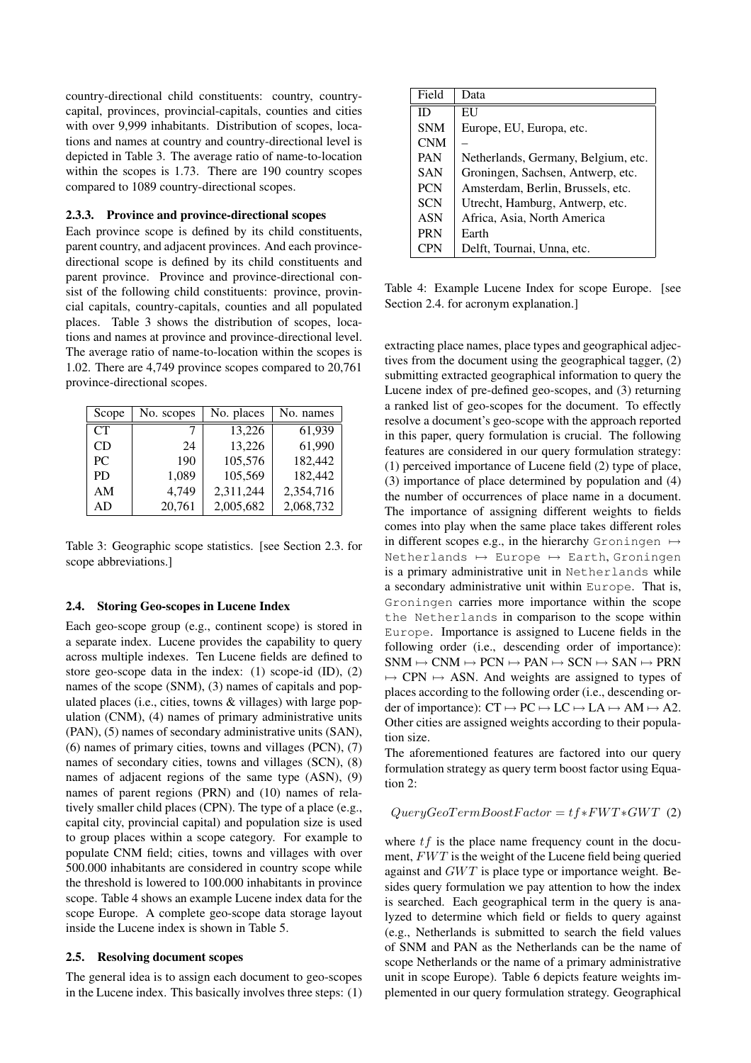country-directional child constituents: country, country-capital, provinces, provincial-capitals, counties and cities with over 9,999 inhabitants. Distribution of scopes, locations and names at country and country-directional level is depicted in Table 3. The average ratio of name-to-location within the scopes is 1.73. There are 190 country scopes compared to 1089 country-directional scopes.

#### 2.3.3. Province and province-directional scopes

Each province scope is defined by its child constituents, parent country, and adjacent provinces. And each province-directional scope is defined by its child constituents and parent province. Province and province-directional consist of the following child constituents: province, provincial capitals, country-capitals, counties and all populated places. Table 3 shows the distribution of scopes, locations and names at province and province-directional level. The average ratio of name-to-location within the scopes is 1.02. There are 4,749 province scopes compared to 20,761 province-directional scopes.

| Scope | No. scopes | No. places | No. names |
|---|---|---|---|
| CT | 7 | 13,226 | 61,939 |
| CD | 24 | 13,226 | 61,990 |
| PC | 190 | 105,576 | 182,442 |
| PD | 1,089 | 105,569 | 182,442 |
| AM | 4,749 | 2,311,244 | 2,354,716 |
| AD | 20,761 | 2,005,682 | 2,068,732 |

Table 3: Geographic scope statistics. [see Section 2.3. for scope abbreviations.]

### 2.4. Storing Geo-scopes in Lucene Index

Each geo-scope group (e.g., continent scope) is stored in a separate index. Lucene provides the capability to query across multiple indexes. Ten Lucene fields are defined to store geo-scope data in the index: (1) scope-id (ID), (2) names of the scope (SNM), (3) names of capitals and populated places (i.e., cities, towns & villages) with large population (CNM), (4) names of primary administrative units (PAN), (5) names of secondary administrative units (SAN), (6) names of primary cities, towns and villages (PCN), (7) names of secondary cities, towns and villages (SCN), (8) names of adjacent regions of the same type (ASN), (9) names of parent regions (PRN) and (10) names of relatively smaller child places (CPN). The type of a place (e.g., capital city, provincial capital) and population size is used to group places within a scope category. For example to populate CNM field; cities, towns and villages with over 500.000 inhabitants are considered in country scope while the threshold is lowered to 100.000 inhabitants in province scope. Table 4 shows an example Lucene index data for the scope Europe. A complete geo-scope data storage layout inside the Lucene index is shown in Table 5.

| Field | Data |
|---|---|
| ID | EU |
| SNM | Europe, EU, Europa, etc. |
| CNM | – |
| PAN | Netherlands, Germany, Belgium, etc. |
| SAN | Groningen, Sachsen, Antwerp, etc. |
| PCN | Amsterdam, Berlin, Brussels, etc. |
| SCN | Utrecht, Hamburg, Antwerp, etc. |
| ASN | Africa, Asia, North America |
| PRN | Earth |
| CPN | Delft, Tournai, Unna, etc. |

Table 4: Example Lucene Index for scope Europe. [see Section 2.4. for acronym explanation.]

### 2.5. Resolving document scopes

The general idea is to assign each document to geo-scopes in the Lucene index. This basically involves three steps: (1) extracting place names, place types and geographical adjectives from the document using the geographical tagger, (2) submitting extracted geographical information to query the Lucene index of pre-defined geo-scopes, and (3) returning a ranked list of geo-scopes for the document. To effectly resolve a document's geo-scope with the approach reported in this paper, query formulation is crucial. The following features are considered in our query formulation strategy: (1) perceived importance of Lucene field (2) type of place, (3) importance of place determined by population and (4) the number of occurrences of place name in a document. The importance of assigning different weights to fields comes into play when the same place takes different roles in different scopes e.g., in the hierarchy `Groningen` ↦ `Netherlands` ↦ `Europe` ↦ `Earth`, `Groningen` is a primary administrative unit in `Netherlands` while a secondary administrative unit within `Europe`. That is, `Groningen` carries more importance within the scope `the Netherlands` in comparison to the scope within `Europe`. Importance is assigned to Lucene fields in the following order (i.e., descending order of importance): SNM ↦ CNM ↦ PCN ↦ PAN ↦ SCN ↦ SAN ↦ PRN ↦ CPN ↦ ASN. And weights are assigned to types of places according to the following order (i.e., descending order of importance): CT ↦ PC ↦ LC ↦ LA ↦ AM ↦ A2. Other cities are assigned weights according to their population size.

The aforementioned features are factored into our query formulation strategy as query term boost factor using Equation 2:

$$QueryGeoTermBoostFactor = tf * FWT * GWT \quad (2)$$

where $tf$ is the place name frequency count in the document, $FWT$ is the weight of the Lucene field being queried against and $GWT$ is place type or importance weight. Besides query formulation we pay attention to how the index is searched. Each geographical term in the query is analyzed to determine which field or fields to query against (e.g., Netherlands is submitted to search the field values of SNM and PAN as the Netherlands can be the name of scope Netherlands or the name of a primary administrative unit in scope Europe). Table 6 depicts feature weights implemented in our query formulation strategy. Geographical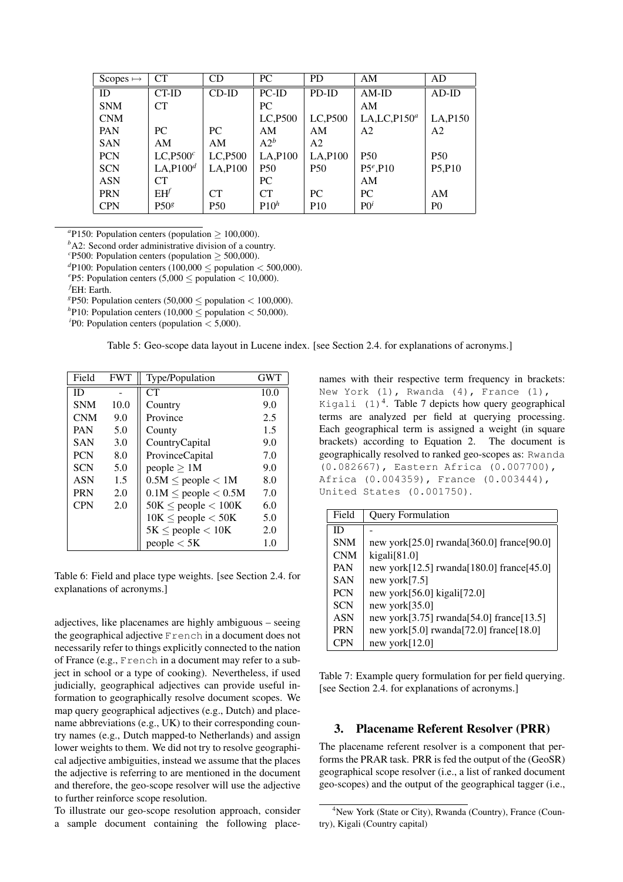| Scopes ↦ | CT | CD | PC | PD | AM | AD |
|---|---|---|---|---|---|---|
| ID | CT-ID | CD-ID | PC-ID | PD-ID | AM-ID | AD-ID |
| SNM | CT | | PC | | AM | |
| CNM | | | LC,P500 | LC,P500 | LA,LC,P150[a] | LA,P150 |
| PAN | PC | PC | AM | AM | A2 | A2 |
| SAN | AM | AM | A2[b] | A2 | | |
| PCN | LC,P500[c] | LC,P500 | LA,P100 | LA,P100 | P50 | P50 |
| SCN | LA,P100[d] | LA,P100 | P50 | P50 | P5[e],P10 | P5,P10 |
| ASN | CT | | PC | | AM | |
| PRN | EH[f] | CT | CT | PC | PC | AM |
| CPN | P50[g] | P50 | P10[h] | P10 | P0[i] | P0 |

[a]P150: Population centers (population $\geq$ 100,000).
[b]A2: Second order administrative division of a country.
[c]P500: Population centers (population $\geq$ 500,000).
[d]P100: Population centers (100,000 $\leq$ population $<$ 500,000).
[e]P5: Population centers (5,000 $\leq$ population $<$ 10,000).
[f]EH: Earth.
[g]P50: Population centers (50,000 $\leq$ population $<$ 100,000).
[h]P10: Population centers (10,000 $\leq$ population $<$ 50,000).
[i]P0: Population centers (population $<$ 5,000).

Table 5: Geo-scope data layout in Lucene index. [see Section 2.4. for explanations of acronyms.]

| Field | FWT | Type/Population | GWT |
|---|---|---|---|
| ID | - | CT | 10.0 |
| SNM | 10.0 | Country | 9.0 |
| CNM | 9.0 | Province | 2.5 |
| PAN | 5.0 | County | 1.5 |
| SAN | 3.0 | CountryCapital | 9.0 |
| PCN | 8.0 | ProvinceCapital | 7.0 |
| SCN | 5.0 | people $\geq$ 1M | 9.0 |
| ASN | 1.5 | 0.5M $\leq$ people $<$ 1M | 8.0 |
| PRN | 2.0 | 0.1M $\leq$ people $<$ 0.5M | 7.0 |
| CPN | 2.0 | 50K $\leq$ people $<$ 100K | 6.0 |
| | | 10K $\leq$ people $<$ 50K | 5.0 |
| | | 5K $\leq$ people $<$ 10K | 2.0 |
| | | people $<$ 5K | 1.0 |

Table 6: Field and place type weights. [see Section 2.4. for explanations of acronyms.]

adjectives, like placenames are highly ambiguous – seeing the geographical adjective French in a document does not necessarily refer to things explicitly connected to the nation of France (e.g., French in a document may refer to a subject in school or a type of cooking). Nevertheless, if used judicially, geographical adjectives can provide useful information to geographically resolve document scopes. We map query geographical adjectives (e.g., Dutch) and placename abbreviations (e.g., UK) to their corresponding country names (e.g., Dutch mapped-to Netherlands) and assign lower weights to them. We did not try to resolve geographical adjective ambiguities, instead we assume that the places the adjective is referring to are mentioned in the document and therefore, the geo-scope resolver will use the adjective to further reinforce scope resolution.

To illustrate our geo-scope resolution approach, consider a sample document containing the following placenames with their respective term frequency in brackets: New York (1), Rwanda (4), France (1), Kigali (1)[4]. Table 7 depicts how query geographical terms are analyzed per field at querying processing. Each geographical term is assigned a weight (in square brackets) according to Equation 2. The document is geographically resolved to ranked geo-scopes as: Rwanda (0.082667), Eastern Africa (0.007700), Africa (0.004359), France (0.003444), United States (0.001750).

| Field | Query Formulation |
|---|---|
| ID | - |
| SNM | new york[25.0] rwanda[360.0] france[90.0] |
| CNM | kigali[81.0] |
| PAN | new york[12.5] rwanda[180.0] france[45.0] |
| SAN | new york[7.5] |
| PCN | new york[56.0] kigali[72.0] |
| SCN | new york[35.0] |
| ASN | new york[3.75] rwanda[54.0] france[13.5] |
| PRN | new york[5.0] rwanda[72.0] france[18.0] |
| CPN | new york[12.0] |

Table 7: Example query formulation for per field querying. [see Section 2.4. for explanations of acronyms.]

## 3. Placename Referent Resolver (PRR)

The placename referent resolver is a component that performs the PRAR task. PRR is fed the output of the (GeoSR) geographical scope resolver (i.e., a list of ranked document geo-scopes) and the output of the geographical tagger (i.e.,

[4]New York (State or City), Rwanda (Country), France (Country), Kigali (Country capital)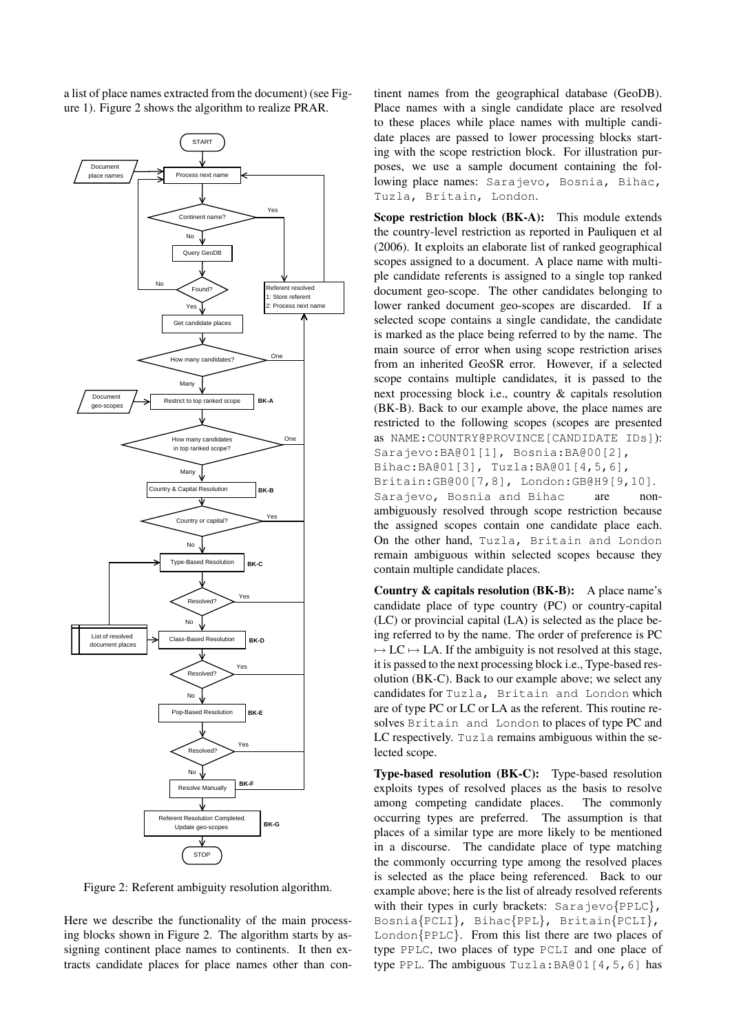a list of place names extracted from the document) (see Figure 1). Figure 2 shows the algorithm to realize PRAR.

Figure 2: Referent ambiguity resolution algorithm.

Here we describe the functionality of the main processing blocks shown in Figure 2. The algorithm starts by assigning continent place names to continents. It then extracts candidate places for place names other than continent names from the geographical database (GeoDB). Place names with a single candidate place are resolved to these places while place names with multiple candidate places are passed to lower processing blocks starting with the scope restriction block. For illustration purposes, we use a sample document containing the following place names: `Sarajevo, Bosnia, Bihac, Tuzla, Britain, London`.

**Scope restriction block (BK-A):** This module extends the country-level restriction as reported in Pauliquen et al (2006). It exploits an elaborate list of ranked geographical scopes assigned to a document. A place name with multiple candidate referents is assigned to a single top ranked document geo-scope. The other candidates belonging to lower ranked document geo-scopes are discarded. If a selected scope contains a single candidate, the candidate is marked as the place being referred to by the name. The main source of error when using scope restriction arises from an inherited GeoSR error. However, if a selected scope contains multiple candidates, it is passed to the next processing block i.e., country & capitals resolution (BK-B). Back to our example above, the place names are restricted to the following scopes (scopes are presented as `NAME:COUNTRY@PROVINCE[CANDIDATE IDs]`): `Sarajevo:BA@01[1], Bosnia:BA@00[2], Bihac:BA@01[3], Tuzla:BA@01[4,5,6], Britain:GB@00[7,8], London:GB@H9[9,10]`. `Sarajevo, Bosnia and Bihac` are non-ambiguously resolved through scope restriction because the assigned scopes contain one candidate place each. On the other hand, `Tuzla, Britain and London` remain ambiguous within selected scopes because they contain multiple candidate places.

**Country & capitals resolution (BK-B):** A place name's candidate place of type country (PC) or country-capital (LC) or provincial capital (LA) is selected as the place being referred to by the name. The order of preference is PC $\mapsto$ LC $\mapsto$ LA. If the ambiguity is not resolved at this stage, it is passed to the next processing block i.e., Type-based resolution (BK-C). Back to our example above; we select any candidates for `Tuzla, Britain and London` which are of type PC or LC or LA as the referent. This routine resolves `Britain and London` to places of type PC and LC respectively. `Tuzla` remains ambiguous within the selected scope.

**Type-based resolution (BK-C):** Type-based resolution exploits types of resolved places as the basis to resolve among competing candidate places. The commonly occurring types are preferred. The assumption is that places of a similar type are more likely to be mentioned in a discourse. The candidate place of type matching the commonly occurring type among the resolved places is selected as the place being referenced. Back to our example above; here is the list of already resolved referents with their types in curly brackets: `Sarajevo{PPLC}, Bosnia{PCLI}, Bihac{PPL}, Britain{PCLI}, London{PPLC}`. From this list there are two places of type `PPLC`, two places of type `PCLI` and one place of type `PPL`. The ambiguous `Tuzla:BA@01[4,5,6]` has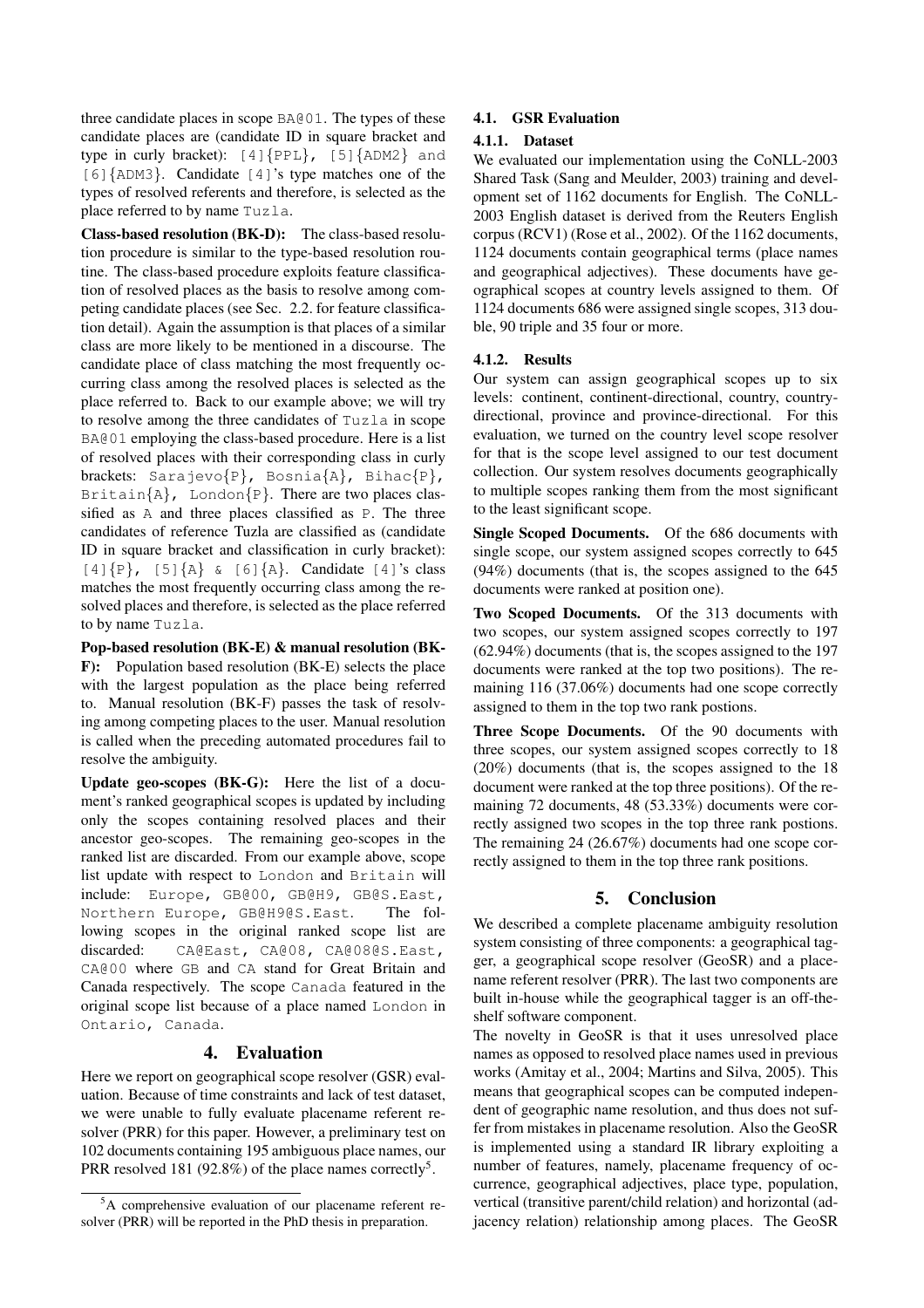three candidate places in scope `BA@01`. The types of these candidate places are (candidate ID in square bracket and type in curly bracket): `[4]{PPL}, [5]{ADM2} and [6]{ADM3}`. Candidate `[4]`'s type matches one of the types of resolved referents and therefore, is selected as the place referred to by name `Tuzla`.

**Class-based resolution (BK-D):** The class-based resolution procedure is similar to the type-based resolution routine. The class-based procedure exploits feature classification of resolved places as the basis to resolve among competing candidate places (see Sec. 2.2. for feature classification detail). Again the assumption is that places of a similar class are more likely to be mentioned in a discourse. The candidate place of class matching the most frequently occurring class among the resolved places is selected as the place referred to. Back to our example above; we will try to resolve among the three candidates of `Tuzla` in scope `BA@01` employing the class-based procedure. Here is a list of resolved places with their corresponding class in curly brackets: `Sarajevo{P}, Bosnia{A}, Bihac{P}, Britain{A}, London{P}`. There are two places classified as `A` and three places classified as `P`. The three candidates of reference Tuzla are classified as (candidate ID in square bracket and classification in curly bracket): `[4]{P}, [5]{A} & [6]{A}`. Candidate `[4]`'s class matches the most frequently occurring class among the resolved places and therefore, is selected as the place referred to by name `Tuzla`.

**Pop-based resolution (BK-E) & manual resolution (BK-F):** Population based resolution (BK-E) selects the place with the largest population as the place being referred to. Manual resolution (BK-F) passes the task of resolving among competing places to the user. Manual resolution is called when the preceding automated procedures fail to resolve the ambiguity.

**Update geo-scopes (BK-G):** Here the list of a document's ranked geographical scopes is updated by including only the scopes containing resolved places and their ancestor geo-scopes. The remaining geo-scopes in the ranked list are discarded. From our example above, scope list update with respect to `London` and `Britain` will include: `Europe, GB@00, GB@H9, GB@S.East, Northern Europe, GB@H9@S.East`. The following scopes in the original ranked scope list are discarded: `CA@East, CA@08, CA@08@S.East, CA@00` where `GB` and `CA` stand for Great Britain and Canada respectively. The scope `Canada` featured in the original scope list because of a place named `London` in `Ontario, Canada`.

## 4. Evaluation

Here we report on geographical scope resolver (GSR) evaluation. Because of time constraints and lack of test dataset, we were unable to fully evaluate placename referent resolver (PRR) for this paper. However, a preliminary test on 102 documents containing 195 ambiguous place names, our PRR resolved 181 (92.8%) of the place names correctly[5].

[5] A comprehensive evaluation of our placename referent resolver (PRR) will be reported in the PhD thesis in preparation.

### 4.1. GSR Evaluation

#### 4.1.1. Dataset

We evaluated our implementation using the CoNLL-2003 Shared Task (Sang and Meulder, 2003) training and development set of 1162 documents for English. The CoNLL-2003 English dataset is derived from the Reuters English corpus (RCV1) (Rose et al., 2002). Of the 1162 documents, 1124 documents contain geographical terms (place names and geographical adjectives). These documents have geographical scopes at country levels assigned to them. Of 1124 documents 686 were assigned single scopes, 313 double, 90 triple and 35 four or more.

#### 4.1.2. Results

Our system can assign geographical scopes up to six levels: continent, continent-directional, country, country-directional, province and province-directional. For this evaluation, we turned on the country level scope resolver for that is the scope level assigned to our test document collection. Our system resolves documents geographically to multiple scopes ranking them from the most significant to the least significant scope.

**Single Scoped Documents.** Of the 686 documents with single scope, our system assigned scopes correctly to 645 (94%) documents (that is, the scopes assigned to the 645 documents were ranked at position one).

**Two Scoped Documents.** Of the 313 documents with two scopes, our system assigned scopes correctly to 197 (62.94%) documents (that is, the scopes assigned to the 197 documents were ranked at the top two positions). The remaining 116 (37.06%) documents had one scope correctly assigned to them in the top two rank postions.

**Three Scope Documents.** Of the 90 documents with three scopes, our system assigned scopes correctly to 18 (20%) documents (that is, the scopes assigned to the 18 document were ranked at the top three positions). Of the remaining 72 documents, 48 (53.33%) documents were correctly assigned two scopes in the top three rank postions. The remaining 24 (26.67%) documents had one scope correctly assigned to them in the top three rank positions.

## 5. Conclusion

We described a complete placename ambiguity resolution system consisting of three components: a geographical tagger, a geographical scope resolver (GeoSR) and a placename referent resolver (PRR). The last two components are built in-house while the geographical tagger is an off-the-shelf software component.

The novelty in GeoSR is that it uses unresolved place names as opposed to resolved place names used in previous works (Amitay et al., 2004; Martins and Silva, 2005). This means that geographical scopes can be computed independent of geographic name resolution, and thus does not suffer from mistakes in placename resolution. Also the GeoSR is implemented using a standard IR library exploiting a number of features, namely, placename frequency of occurrence, geographical adjectives, place type, population, vertical (transitive parent/child relation) and horizontal (adjacency relation) relationship among places. The GeoSR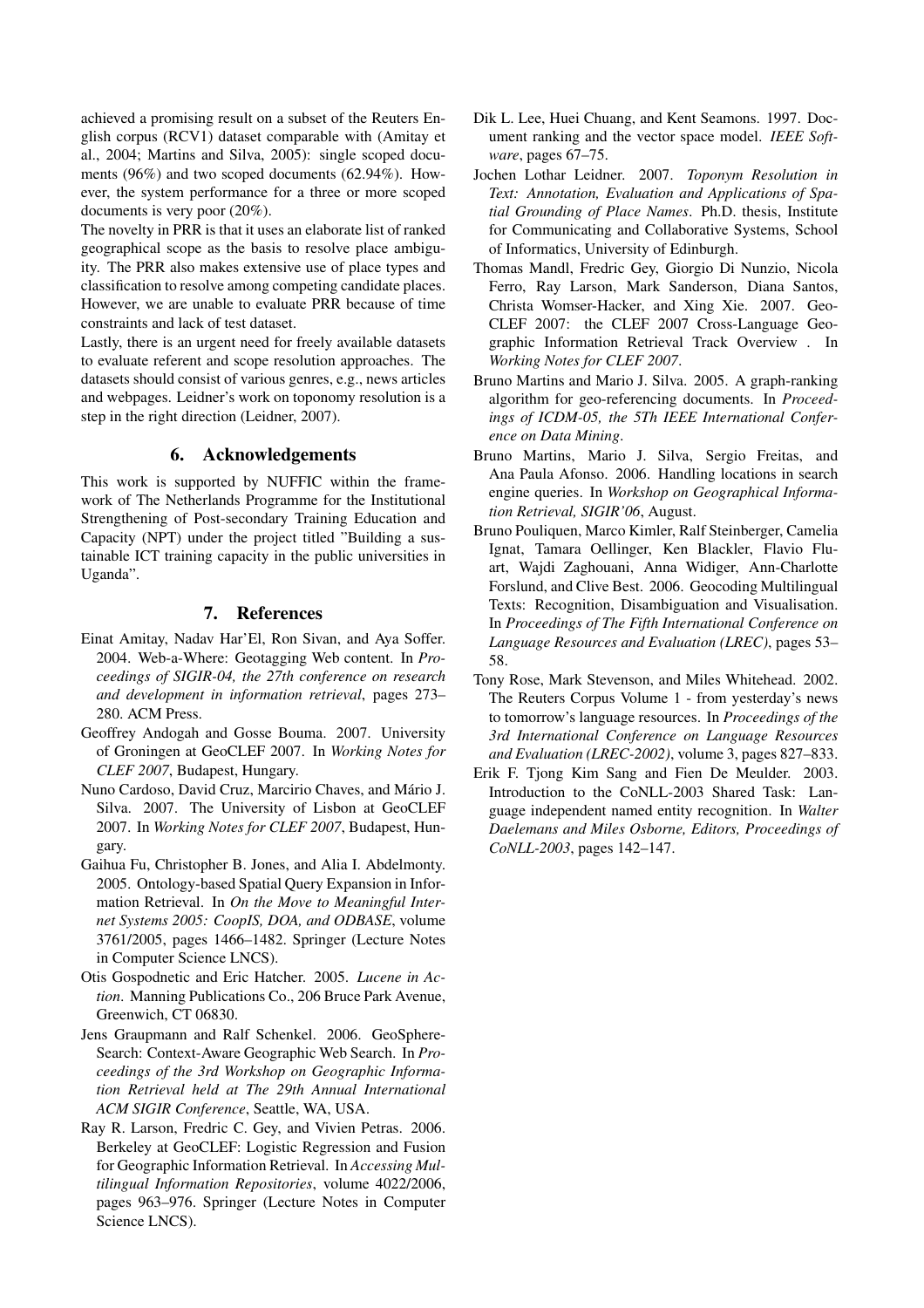achieved a promising result on a subset of the Reuters English corpus (RCV1) dataset comparable with (Amitay et al., 2004; Martins and Silva, 2005): single scoped documents (96%) and two scoped documents (62.94%). However, the system performance for a three or more scoped documents is very poor (20%).

The novelty in PRR is that it uses an elaborate list of ranked geographical scope as the basis to resolve place ambiguity. The PRR also makes extensive use of place types and classification to resolve among competing candidate places. However, we are unable to evaluate PRR because of time constraints and lack of test dataset.

Lastly, there is an urgent need for freely available datasets to evaluate referent and scope resolution approaches. The datasets should consist of various genres, e.g., news articles and webpages. Leidner's work on toponomy resolution is a step in the right direction (Leidner, 2007).

## 6. Acknowledgements

This work is supported by NUFFIC within the framework of The Netherlands Programme for the Institutional Strengthening of Post-secondary Training Education and Capacity (NPT) under the project titled "Building a sustainable ICT training capacity in the public universities in Uganda".

## 7. References

Einat Amitay, Nadav Har'El, Ron Sivan, and Aya Soffer. 2004. Web-a-Where: Geotagging Web content. In *Proceedings of SIGIR-04, the 27th conference on research and development in information retrieval*, pages 273–280. ACM Press.

Geoffrey Andogah and Gosse Bouma. 2007. University of Groningen at GeoCLEF 2007. In *Working Notes for CLEF 2007*, Budapest, Hungary.

Nuno Cardoso, David Cruz, Marcirio Chaves, and Mário J. Silva. 2007. The University of Lisbon at GeoCLEF 2007. In *Working Notes for CLEF 2007*, Budapest, Hungary.

Gaihua Fu, Christopher B. Jones, and Alia I. Abdelmonty. 2005. Ontology-based Spatial Query Expansion in Information Retrieval. In *On the Move to Meaningful Internet Systems 2005: CoopIS, DOA, and ODBASE*, volume 3761/2005, pages 1466–1482. Springer (Lecture Notes in Computer Science LNCS).

Otis Gospodnetic and Eric Hatcher. 2005. *Lucene in Action*. Manning Publications Co., 206 Bruce Park Avenue, Greenwich, CT 06830.

Jens Graupmann and Ralf Schenkel. 2006. GeoSphere-Search: Context-Aware Geographic Web Search. In *Proceedings of the 3rd Workshop on Geographic Information Retrieval held at The 29th Annual International ACM SIGIR Conference*, Seattle, WA, USA.

Ray R. Larson, Fredric C. Gey, and Vivien Petras. 2006. Berkeley at GeoCLEF: Logistic Regression and Fusion for Geographic Information Retrieval. In *Accessing Multilingual Information Repositories*, volume 4022/2006, pages 963–976. Springer (Lecture Notes in Computer Science LNCS).

Dik L. Lee, Huei Chuang, and Kent Seamons. 1997. Document ranking and the vector space model. *IEEE Software*, pages 67–75.

Jochen Lothar Leidner. 2007. *Toponym Resolution in Text: Annotation, Evaluation and Applications of Spatial Grounding of Place Names*. Ph.D. thesis, Institute for Communicating and Collaborative Systems, School of Informatics, University of Edinburgh.

Thomas Mandl, Fredric Gey, Giorgio Di Nunzio, Nicola Ferro, Ray Larson, Mark Sanderson, Diana Santos, Christa Womser-Hacker, and Xing Xie. 2007. GeoCLEF 2007: the CLEF 2007 Cross-Language Geographic Information Retrieval Track Overview . In *Working Notes for CLEF 2007*.

Bruno Martins and Mario J. Silva. 2005. A graph-ranking algorithm for geo-referencing documents. In *Proceedings of ICDM-05, the 5Th IEEE International Conference on Data Mining*.

Bruno Martins, Mario J. Silva, Sergio Freitas, and Ana Paula Afonso. 2006. Handling locations in search engine queries. In *Workshop on Geographical Information Retrieval, SIGIR'06*, August.

Bruno Pouliquen, Marco Kimler, Ralf Steinberger, Camelia Ignat, Tamara Oellinger, Ken Blackler, Flavio Fluart, Wajdi Zaghouani, Anna Widiger, Ann-Charlotte Forslund, and Clive Best. 2006. Geocoding Multilingual Texts: Recognition, Disambiguation and Visualisation. In *Proceedings of The Fifth International Conference on Language Resources and Evaluation (LREC)*, pages 53–58.

Tony Rose, Mark Stevenson, and Miles Whitehead. 2002. The Reuters Corpus Volume 1 - from yesterday's news to tomorrow's language resources. In *Proceedings of the 3rd International Conference on Language Resources and Evaluation (LREC-2002)*, volume 3, pages 827–833.

Erik F. Tjong Kim Sang and Fien De Meulder. 2003. Introduction to the CoNLL-2003 Shared Task: Language independent named entity recognition. In *Walter Daelemans and Miles Osborne, Editors, Proceedings of CoNLL-2003*, pages 142–147.